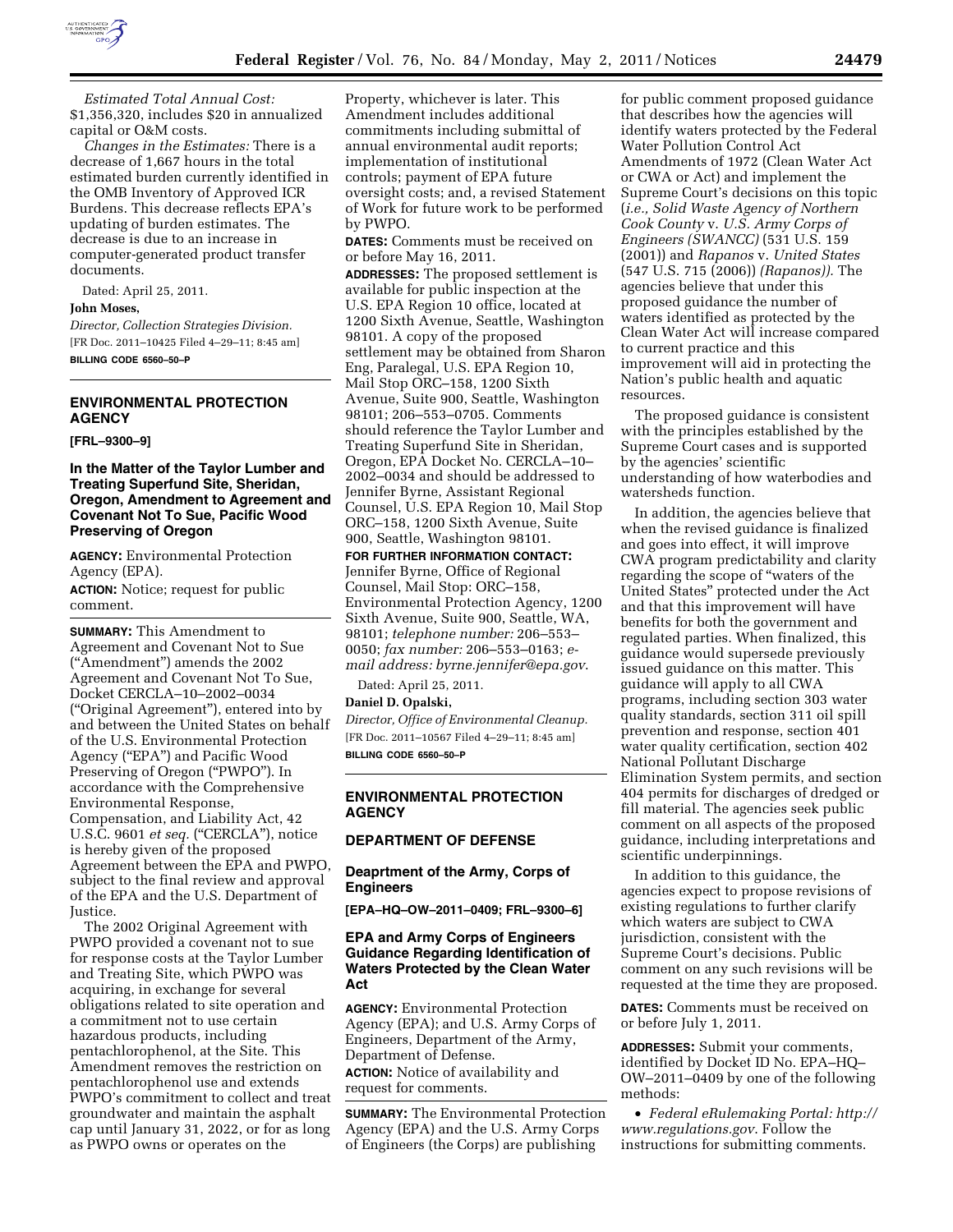*Estimated Total Annual Cost:* $1,356,320, includes $20 in annualized capital or O&M costs.

*Changes in the Estimates:* There is a decrease of 1,667 hours in the total estimated burden currently identified in the OMB Inventory of Approved ICR Burdens. This decrease reflects EPA's updating of burden estimates. The decrease is due to an increase in computer-generated product transfer documents.

Dated: April 25, 2011.

**John Moses,**

*Director, Collection Strategies Division.*

[FR Doc. 2011–10425 Filed 4–29–11; 8:45 am]

**BILLING CODE 6560–50–P**

---

## ENVIRONMENTAL PROTECTION AGENCY

**[FRL–9300–9]**

### In the Matter of the Taylor Lumber and Treating Superfund Site, Sheridan, Oregon, Amendment to Agreement and Covenant Not To Sue, Pacific Wood Preserving of Oregon

**AGENCY:** Environmental Protection Agency (EPA).

**ACTION:** Notice; request for public comment.

**SUMMARY:** This Amendment to Agreement and Covenant Not to Sue ("Amendment") amends the 2002 Agreement and Covenant Not To Sue, Docket CERCLA–10–2002–0034 ("Original Agreement"), entered into by and between the United States on behalf of the U.S. Environmental Protection Agency ("EPA") and Pacific Wood Preserving of Oregon ("PWPO"). In accordance with the Comprehensive Environmental Response, Compensation, and Liability Act, 42 U.S.C. 9601 *et seq.* ("CERCLA"), notice is hereby given of the proposed Agreement between the EPA and PWPO, subject to the final review and approval of the EPA and the U.S. Department of Justice.

The 2002 Original Agreement with PWPO provided a covenant not to sue for response costs at the Taylor Lumber and Treating Site, which PWPO was acquiring, in exchange for several obligations related to site operation and a commitment not to use certain hazardous products, including pentachlorophenol, at the Site. This Amendment removes the restriction on pentachlorophenol use and extends PWPO's commitment to collect and treat groundwater and maintain the asphalt cap until January 31, 2022, or for as long as PWPO owns or operates on the Property, whichever is later. This Amendment includes additional commitments including submittal of annual environmental audit reports; implementation of institutional controls; payment of EPA future oversight costs; and, a revised Statement of Work for future work to be performed by PWPO.

**DATES:** Comments must be received on or before May 16, 2011.

**ADDRESSES:** The proposed settlement is available for public inspection at the U.S. EPA Region 10 office, located at 1200 Sixth Avenue, Seattle, Washington 98101. A copy of the proposed settlement may be obtained from Sharon Eng, Paralegal, U.S. EPA Region 10, Mail Stop ORC–158, 1200 Sixth Avenue, Suite 900, Seattle, Washington 98101; 206–553–0705. Comments should reference the Taylor Lumber and Treating Superfund Site in Sheridan, Oregon, EPA Docket No. CERCLA–10–2002–0034 and should be addressed to Jennifer Byrne, Assistant Regional Counsel, U.S. EPA Region 10, Mail Stop ORC–158, 1200 Sixth Avenue, Suite 900, Seattle, Washington 98101.

**FOR FURTHER INFORMATION CONTACT:** Jennifer Byrne, Office of Regional Counsel, Mail Stop: ORC–158, Environmental Protection Agency, 1200 Sixth Avenue, Suite 900, Seattle, WA, 98101; *telephone number:* 206–553–0050; *fax number:* 206–553–0163; *e-mail address: byrne.jennifer@epa.gov*.

Dated: April 25, 2011.

**Daniel D. Opalski,**

*Director, Office of Environmental Cleanup.*

[FR Doc. 2011–10567 Filed 4–29–11; 8:45 am]

**BILLING CODE 6560–50–P**

---

## ENVIRONMENTAL PROTECTION AGENCY

## DEPARTMENT OF DEFENSE

### Deaprtment of the Army, Corps of Engineers

**[EPA–HQ–OW–2011–0409; FRL–9300–6]**

### EPA and Army Corps of Engineers Guidance Regarding Identification of Waters Protected by the Clean Water Act

**AGENCY:** Environmental Protection Agency (EPA); and U.S. Army Corps of Engineers, Department of the Army, Department of Defense.

**ACTION:** Notice of availability and request for comments.

**SUMMARY:** The Environmental Protection Agency (EPA) and the U.S. Army Corps of Engineers (the Corps) are publishing for public comment proposed guidance that describes how the agencies will identify waters protected by the Federal Water Pollution Control Act Amendments of 1972 (Clean Water Act or CWA or Act) and implement the Supreme Court's decisions on this topic (*i.e., Solid Waste Agency of Northern Cook County* v. *U.S. Army Corps of Engineers (SWANCC)* (531 U.S. 159 (2001)) and *Rapanos* v. *United States* (547 U.S. 715 (2006)) *(Rapanos))*. The agencies believe that under this proposed guidance the number of waters identified as protected by the Clean Water Act will increase compared to current practice and this improvement will aid in protecting the Nation's public health and aquatic resources.

The proposed guidance is consistent with the principles established by the Supreme Court cases and is supported by the agencies' scientific understanding of how waterbodies and watersheds function.

In addition, the agencies believe that when the revised guidance is finalized and goes into effect, it will improve CWA program predictability and clarity regarding the scope of "waters of the United States" protected under the Act and that this improvement will have benefits for both the government and regulated parties. When finalized, this guidance would supersede previously issued guidance on this matter. This guidance will apply to all CWA programs, including section 303 water quality standards, section 311 oil spill prevention and response, section 401 water quality certification, section 402 National Pollutant Discharge Elimination System permits, and section 404 permits for discharges of dredged or fill material. The agencies seek public comment on all aspects of the proposed guidance, including interpretations and scientific underpinnings.

In addition to this guidance, the agencies expect to propose revisions of existing regulations to further clarify which waters are subject to CWA jurisdiction, consistent with the Supreme Court's decisions. Public comment on any such revisions will be requested at the time they are proposed.

**DATES:** Comments must be received on or before July 1, 2011.

**ADDRESSES:** Submit your comments, identified by Docket ID No. EPA–HQ–OW–2011–0409 by one of the following methods:

- *Federal eRulemaking Portal: http://www.regulations.gov*. Follow the instructions for submitting comments.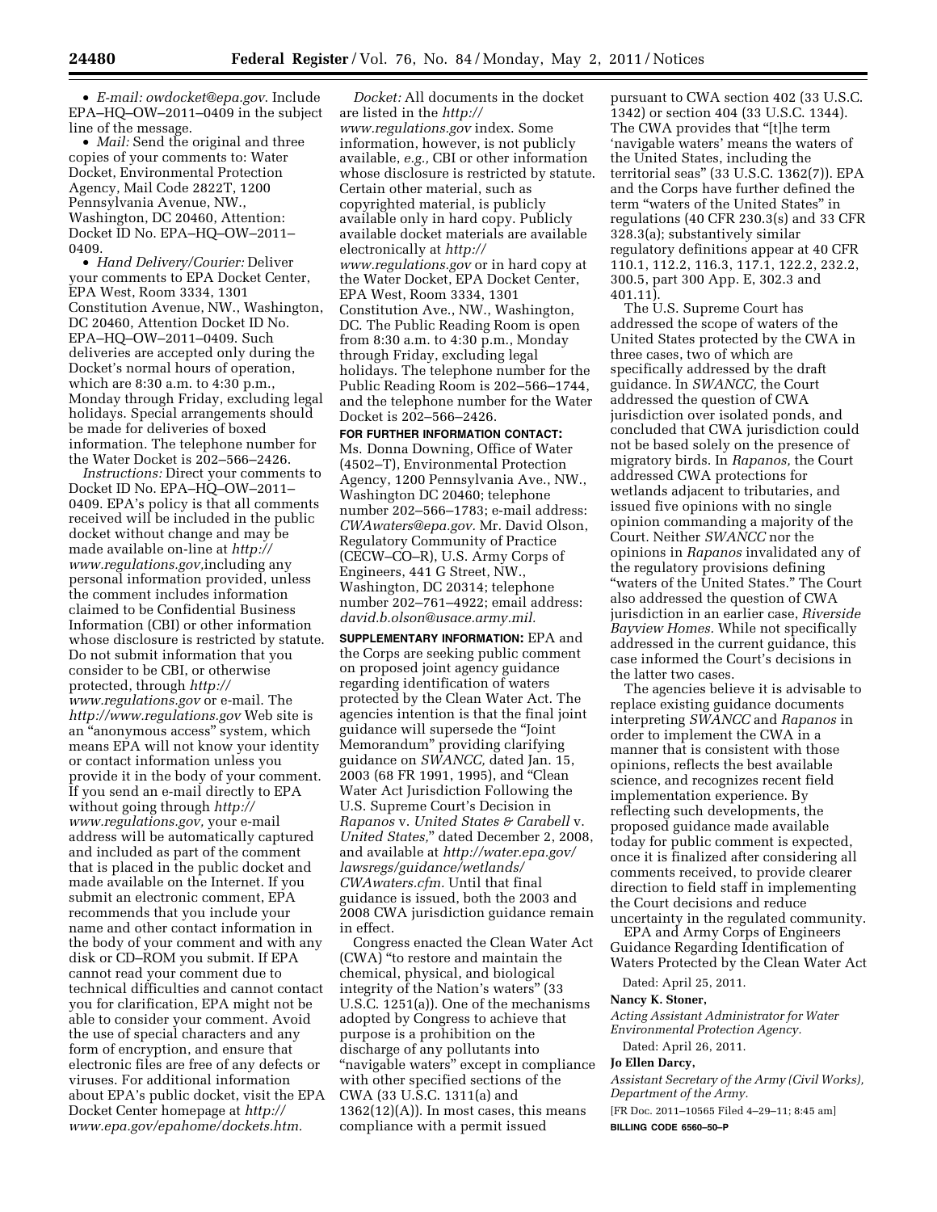• *E-mail: owdocket@epa.gov*. Include EPA–HQ–OW–2011–0409 in the subject line of the message.

• *Mail:* Send the original and three copies of your comments to: Water Docket, Environmental Protection Agency, Mail Code 2822T, 1200 Pennsylvania Avenue, NW., Washington, DC 20460, Attention: Docket ID No. EPA–HQ–OW–2011–0409.

• *Hand Delivery/Courier:* Deliver your comments to EPA Docket Center, EPA West, Room 3334, 1301 Constitution Avenue, NW., Washington, DC 20460, Attention Docket ID No. EPA–HQ–OW–2011–0409. Such deliveries are accepted only during the Docket's normal hours of operation, which are 8:30 a.m. to 4:30 p.m., Monday through Friday, excluding legal holidays. Special arrangements should be made for deliveries of boxed information. The telephone number for the Water Docket is 202–566–2426.

*Instructions:* Direct your comments to Docket ID No. EPA–HQ–OW–2011–0409. EPA's policy is that all comments received will be included in the public docket without change and may be made available on-line at *http://www.regulations.gov,*including any personal information provided, unless the comment includes information claimed to be Confidential Business Information (CBI) or other information whose disclosure is restricted by statute. Do not submit information that you consider to be CBI, or otherwise protected, through *http://www.regulations.gov* or e-mail. The *http://www.regulations.gov* Web site is an "anonymous access" system, which means EPA will not know your identity or contact information unless you provide it in the body of your comment. If you send an e-mail directly to EPA without going through *http://www.regulations.gov,* your e-mail address will be automatically captured and included as part of the comment that is placed in the public docket and made available on the Internet. If you submit an electronic comment, EPA recommends that you include your name and other contact information in the body of your comment and with any disk or CD–ROM you submit. If EPA cannot read your comment due to technical difficulties and cannot contact you for clarification, EPA might not be able to consider your comment. Avoid the use of special characters and any form of encryption, and ensure that electronic files are free of any defects or viruses. For additional information about EPA's public docket, visit the EPA Docket Center homepage at *http://www.epa.gov/epahome/dockets.htm.*

*Docket:* All documents in the docket are listed in the *http://www.regulations.gov* index. Some information, however, is not publicly available, *e.g.,* CBI or other information whose disclosure is restricted by statute. Certain other material, such as copyrighted material, is publicly available only in hard copy. Publicly available docket materials are available electronically at *http://www.regulations.gov* or in hard copy at the Water Docket, EPA Docket Center, EPA West, Room 3334, 1301 Constitution Ave., NW., Washington, DC. The Public Reading Room is open from 8:30 a.m. to 4:30 p.m., Monday through Friday, excluding legal holidays. The telephone number for the Public Reading Room is 202–566–1744, and the telephone number for the Water Docket is 202–566–2426.

**FOR FURTHER INFORMATION CONTACT:** Ms. Donna Downing, Office of Water (4502–T), Environmental Protection Agency, 1200 Pennsylvania Ave., NW., Washington DC 20460; telephone number 202–566–1783; e-mail address: *CWAwaters@epa.gov.* Mr. David Olson, Regulatory Community of Practice (CECW–CO–R), U.S. Army Corps of Engineers, 441 G Street, NW., Washington, DC 20314; telephone number 202–761–4922; email address: *david.b.olson@usace.army.mil.*

**SUPPLEMENTARY INFORMATION:** EPA and the Corps are seeking public comment on proposed joint agency guidance regarding identification of waters protected by the Clean Water Act. The agencies intention is that the final joint guidance will supersede the "Joint Memorandum" providing clarifying guidance on *SWANCC,* dated Jan. 15, 2003 (68 FR 1991, 1995), and "Clean Water Act Jurisdiction Following the U.S. Supreme Court's Decision in *Rapanos* v. *United States & Carabell* v. *United States,*" dated December 2, 2008, and available at *http://water.epa.gov/lawsregs/guidance/wetlands/CWAwaters.cfm.* Until that final guidance is issued, both the 2003 and 2008 CWA jurisdiction guidance remain in effect.

Congress enacted the Clean Water Act (CWA) "to restore and maintain the chemical, physical, and biological integrity of the Nation's waters" (33 U.S.C. 1251(a)). One of the mechanisms adopted by Congress to achieve that purpose is a prohibition on the discharge of any pollutants into "navigable waters" except in compliance with other specified sections of the CWA (33 U.S.C. 1311(a) and 1362(12)(A)). In most cases, this means compliance with a permit issued pursuant to CWA section 402 (33 U.S.C. 1342) or section 404 (33 U.S.C. 1344). The CWA provides that "[t]he term 'navigable waters' means the waters of the United States, including the territorial seas" (33 U.S.C. 1362(7)). EPA and the Corps have further defined the term "waters of the United States" in regulations (40 CFR 230.3(s) and 33 CFR 328.3(a); substantively similar regulatory definitions appear at 40 CFR 110.1, 112.2, 116.3, 117.1, 122.2, 232.2, 300.5, part 300 App. E, 302.3 and 401.11).

The U.S. Supreme Court has addressed the scope of waters of the United States protected by the CWA in three cases, two of which are specifically addressed by the draft guidance. In *SWANCC,* the Court addressed the question of CWA jurisdiction over isolated ponds, and concluded that CWA jurisdiction could not be based solely on the presence of migratory birds. In *Rapanos,* the Court addressed CWA protections for wetlands adjacent to tributaries, and issued five opinions with no single opinion commanding a majority of the Court. Neither *SWANCC* nor the opinions in *Rapanos* invalidated any of the regulatory provisions defining "waters of the United States." The Court also addressed the question of CWA jurisdiction in an earlier case, *Riverside Bayview Homes.* While not specifically addressed in the current guidance, this case informed the Court's decisions in the latter two cases.

The agencies believe it is advisable to replace existing guidance documents interpreting *SWANCC* and *Rapanos* in order to implement the CWA in a manner that is consistent with those opinions, reflects the best available science, and recognizes recent field implementation experience. By reflecting such developments, the proposed guidance made available today for public comment is expected, once it is finalized after considering all comments received, to provide clearer direction to field staff in implementing the Court decisions and reduce uncertainty in the regulated community.

EPA and Army Corps of Engineers Guidance Regarding Identification of Waters Protected by the Clean Water Act

Dated: April 25, 2011.

**Nancy K. Stoner,**

*Acting Assistant Administrator for Water Environmental Protection Agency.*

Dated: April 26, 2011.

**Jo Ellen Darcy,**

*Assistant Secretary of the Army (Civil Works), Department of the Army.*

[FR Doc. 2011–10565 Filed 4–29–11; 8:45 am]

**BILLING CODE 6560–50–P**